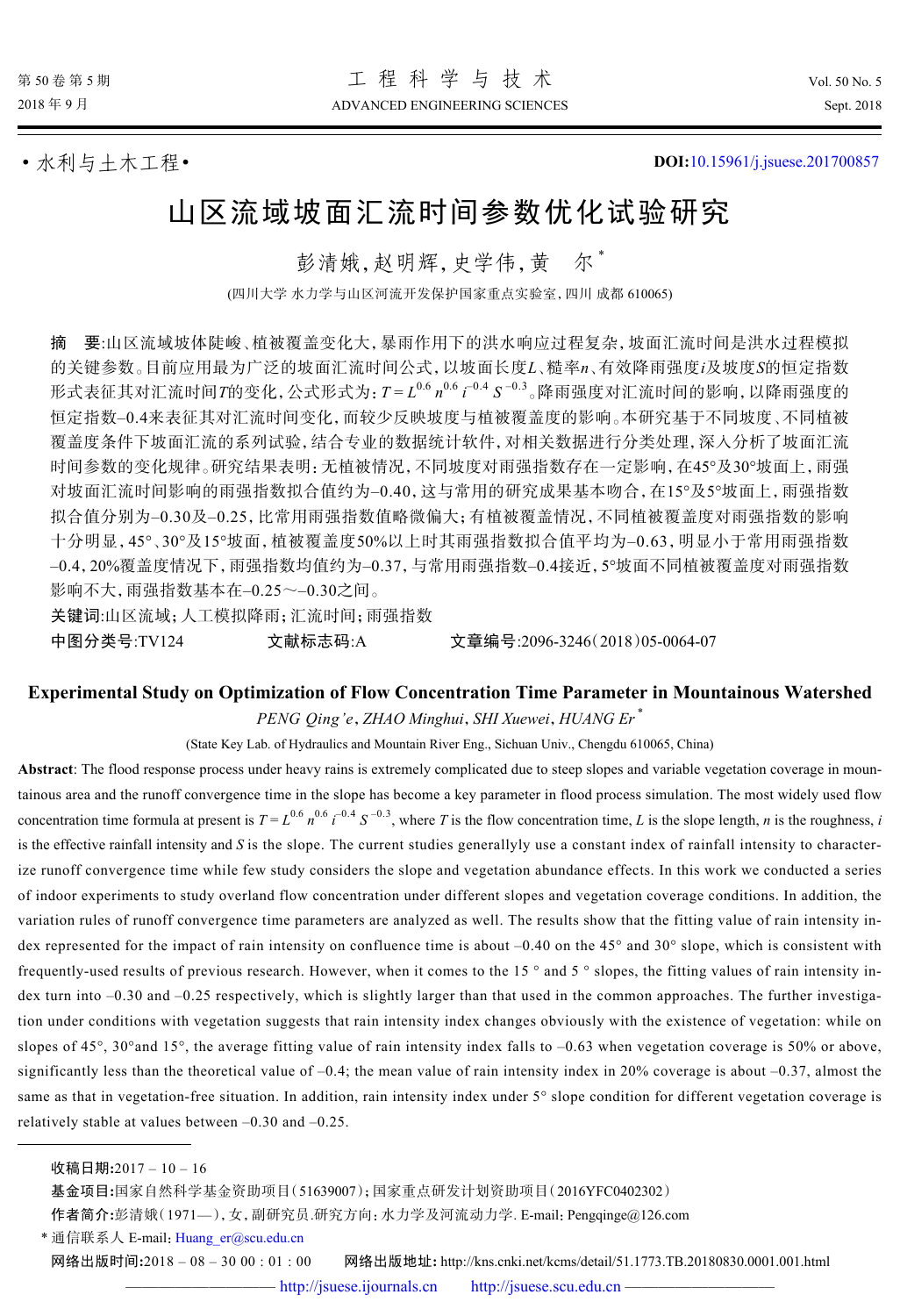· 水利与土木工程 ·

**DOI:** 10.15961/j.jsuese.201700857

# 山区流域坡面汇流时间参数优化试验研究

彭清娥, 赵明辉, 史学伟, 黄 尔*

(四川大学 水力学与山区河流开发保护国家重点实验室, 四川 成都 610065)

**摘 要**:山区流域坡体陡峻、植被覆盖变化大, 暴雨作用下的洪水响应过程复杂, 坡面汇流时间是洪水过程模拟的关键参数。目前应用最为广泛的坡面汇流时间公式, 以坡面长度$L$、糙率$n$、有效降雨强度$i$及坡度$S$的恒定指数形式表征其对汇流时间$T$的变化, 公式形式为: $T=L^{0.6}n^{0.6}i^{-0.4}S^{-0.3}$。降雨强度对汇流时间的影响, 以降雨强度的恒定指数–0.4来表征其对汇流时间变化, 而较少反映坡度与植被覆盖度的影响。本研究基于不同坡度、不同植被覆盖度条件下坡面汇流的系列试验, 结合专业的数据统计软件, 对相关数据进行分类处理, 深入分析了坡面汇流时间参数的变化规律。研究结果表明: 无植被情况, 不同坡度对雨强指数存在一定影响, 在45°及30°坡面上, 雨强对坡面汇流时间影响的雨强指数拟合值约为–0.40, 这与常用的研究成果基本吻合, 在15°及5°坡面上, 雨强指数拟合值分别为–0.30及–0.25, 比常用雨强指数值略微偏大; 有植被覆盖情况, 不同植被覆盖度对雨强指数的影响十分明显, 45°、30°及15°坡面, 植被覆盖度50%以上时其雨强指数拟合值平均为–0.63, 明显小于常用雨强指数–0.4, 20%覆盖度情况下, 雨强指数均值约为–0.37, 与常用雨强指数–0.4接近, 5°坡面不同植被覆盖度对雨强指数影响不大, 雨强指数基本在–0.25～–0.30之间。

**关键词**:山区流域; 人工模拟降雨; 汇流时间; 雨强指数

**中图分类号**:TV124　　**文献标志码**:A　　**文章编号**:2096-3246(2018)05-0064-07

## Experimental Study on Optimization of Flow Concentration Time Parameter in Mountainous Watershed

*PENG Qing'e, ZHAO Minghui, SHI Xuewei, HUANG Er**

(State Key Lab. of Hydraulics and Mountain River Eng., Sichuan Univ., Chengdu 610065, China)

**Abstract**: The flood response process under heavy rains is extremely complicated due to steep slopes and variable vegetation coverage in mountainous area and the runoff convergence time in the slope has become a key parameter in flood process simulation. The most widely used flow concentration time formula at present is $T=L^{0.6}n^{0.6}i^{-0.4}S^{-0.3}$, where $T$ is the flow concentration time, $L$ is the slope length, $n$ is the roughness, $i$ is the effective rainfall intensity and $S$ is the slope. The current studies generallydy use a constant index of rainfall intensity to characterize runoff convergence time while few study considers the slope and vegetation abundance effects. In this work we conducted a series of indoor experiments to study overland flow concentration under different slopes and vegetation coverage conditions. In addition, the variation rules of runoff convergence time parameters are analyzed as well. The results show that the fitting value of rain intensity index represented for the impact of rain intensity on confluence time is about –0.40 on the 45° and 30° slope, which is consistent with frequently-used results of previous research. However, when it comes to the 15 ° and 5 ° slopes, the fitting values of rain intensity index turn into –0.30 and –0.25 respectively, which is slightly larger than that used in the common approaches. The further investigation under conditions with vegetation suggests that rain intensity index changes obviously with the existence of vegetation: while on slopes of 45°, 30°and 15°, the average fitting value of rain intensity index falls to –0.63 when vegetation coverage is 50% or above, significantly less than the theoretical value of –0.4; the mean value of rain intensity index in 20% coverage is about –0.37, almost the same as that in vegetation-free situation. In addition, rain intensity index under 5° slope condition for different vegetation coverage is relatively stable at values between –0.30 and –0.25.

---

**收稿日期:**2017 – 10 – 16

**基金项目:**国家自然科学基金资助项目(51639007); 国家重点研发计划资助项目(2016YFC0402302)

**作者简介:**彭清娥(1971—), 女, 副研究员.研究方向: 水力学及河流动力学. E-mail: Pengqinge@126.com

\* 通信联系人 E-mail: Huang_er@scu.edu.cn

**网络出版时间:**2018 – 08 – 30 00 : 01 : 00　　**网络出版地址:** http://kns.cnki.net/kcms/detail/51.1773.TB.20180830.0001.001.html

http://jsuese.ijournals.cn　　http://jsuese.scu.edu.cn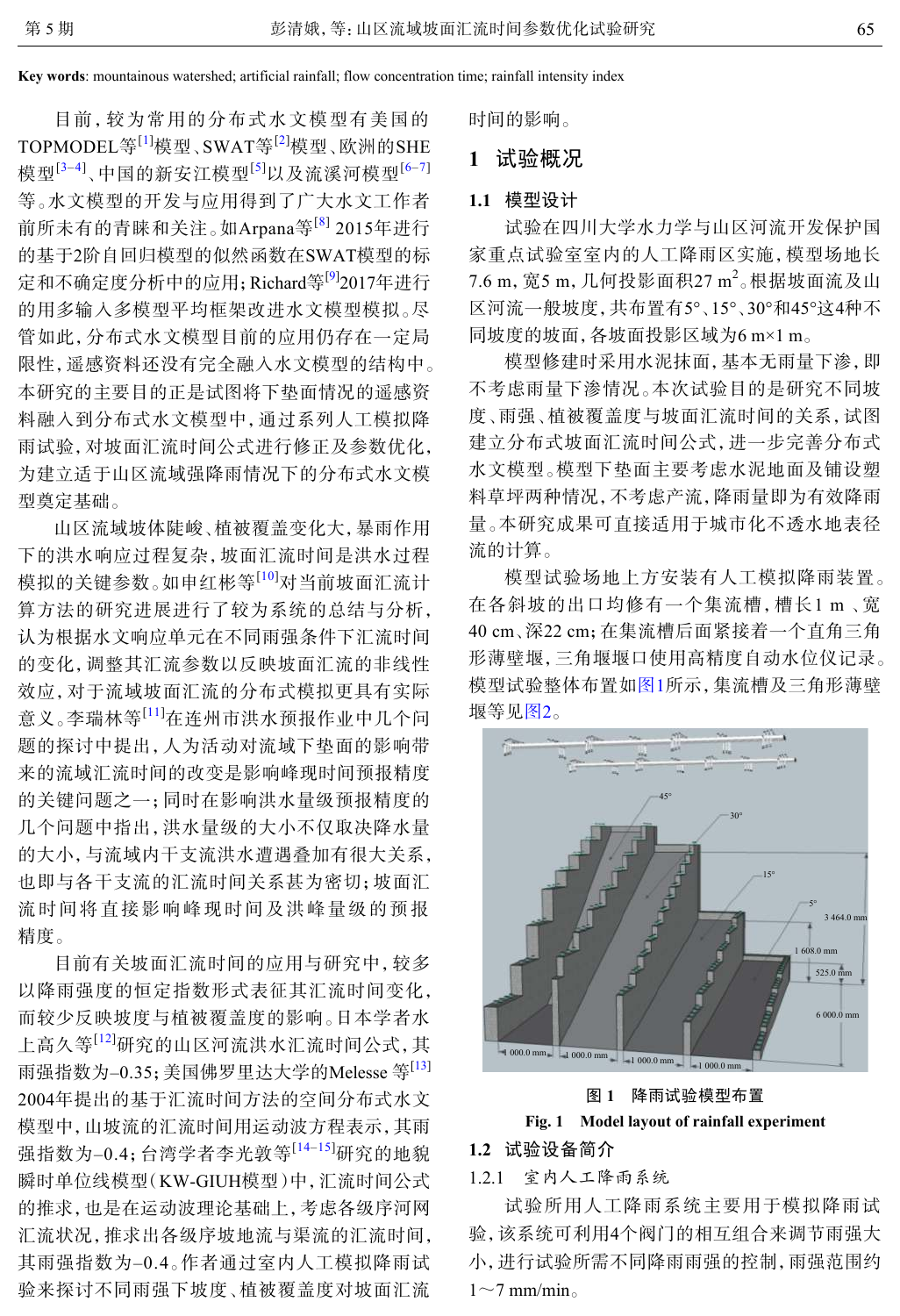**Key words**: mountainous watershed; artificial rainfall; flow concentration time; rainfall intensity index

目前，较为常用的分布式水文模型有美国的TOPMODEL等[1]模型、SWAT等[2]模型、欧洲的SHE模型[3–4]、中国的新安江模型[5]以及流溪河模型[6–7]等。水文模型的开发与应用得到了广大水文工作者前所未有的青睐和关注。如Arpana等[8] 2015年进行的基于2阶自回归模型的似然函数在SWAT模型的标定和不确定度分析中的应用；Richard等[9]2017年进行的用多输入多模型平均框架改进水文模型模拟。尽管如此，分布式水文模型目前的应用仍存在一定局限性，遥感资料还没有完全融入水文模型的结构中。本研究的主要目的正是试图将下垫面情况的遥感资料融入到分布式水文模型中，通过系列人工模拟降雨试验，对坡面汇流时间公式进行修正及参数优化，为建立适于山区流域强降雨情况下的分布式水文模型奠定基础。

山区流域坡体陡峻、植被覆盖变化大，暴雨作用下的洪水响应过程复杂，坡面汇流时间是洪水过程模拟的关键参数。如申红彬等[10]对当前坡面汇流计算方法的研究进展进行了较为系统的总结与分析，认为根据水文响应单元在不同雨强条件下汇流时间的变化，调整其汇流参数以反映坡面汇流的非线性效应，对于流域坡面汇流的分布式模拟更具有实际意义。李瑞林等[11]在连州市洪水预报作业中几个问题的探讨中提出，人为活动对流域下垫面的影响带来的流域汇流时间的改变是影响峰现时间预报精度的关键问题之一；同时在影响洪水量级预报精度的几个问题中指出，洪水量级的大小不仅取决降水量的大小，与流域内干支流洪水遭遇叠加有很大关系，也即与各干支流的汇流时间关系甚为密切；坡面汇流时间将直接影响峰现时间及洪峰量级的预报精度。

目前有关坡面汇流时间的应用与研究中，较多以降雨强度的恒定指数形式表征其汇流时间变化，而较少反映坡度与植被覆盖度的影响。日本学者水上高久等[12]研究的山区河流洪水汇流时间公式，其雨强指数为–0.35；美国佛罗里达大学的Melesse 等[13] 2004年提出的基于汇流时间方法的空间分布式水文模型中，山坡流的汇流时间用运动波方程表示，其雨强指数为–0.4；台湾学者李光敦等[14–15]研究的地貌瞬时单位线模型（KW-GIUH模型）中，汇流时间公式的推求，也是在运动波理论基础上，考虑各级序河网汇流状况，推求出各级序坡地流与渠流的汇流时间，其雨强指数为–0.4。作者通过室内人工模拟降雨试验来探讨不同雨强下坡度、植被覆盖度对坡面汇流时间的影响。

## 1 试验概况

### 1.1 模型设计

试验在四川大学水力学与山区河流开发保护国家重点试验室室内的人工降雨区实施，模型场地长7.6 m，宽5 m，几何投影面积27 m$^2$。根据坡面流及山区河流一般坡度，共布置有5°、15°、30°和45°这4种不同坡度的坡面，各坡面投影区域为6 m×1 m。

模型修建时采用水泥抹面，基本无雨量下渗，即不考虑雨量下渗情况。本次试验目的是研究不同坡度、雨强、植被覆盖度与坡面汇流时间的关系，试图建立分布式坡面汇流时间公式，进一步完善分布式水文模型。模型下垫面主要考虑水泥地面及铺设塑料草坪两种情况，不考虑产流，降雨量即为有效降雨量。本研究成果可直接适用于城市化不透水地表径流的计算。

模型试验场地上方安装有人工模拟降雨装置。在各斜坡的出口均修有一个集流槽，槽长1 m 、宽40 cm、深22 cm；在集流槽后面紧接着一个直角三角形薄壁堰，三角堰堰口使用高精度自动水位仪记录。模型试验整体布置如图1所示，集流槽及三角形薄壁堰等见图2。

图 1　降雨试验模型布置

**Fig. 1　Model layout of rainfall experiment**

### 1.2 试验设备简介

#### 1.2.1　室内人工降雨系统

试验所用人工降雨系统主要用于模拟降雨试验，该系统可利用4个阀门的相互组合来调节雨强大小，进行试验所需不同降雨雨强的控制，雨强范围约1～7 mm/min。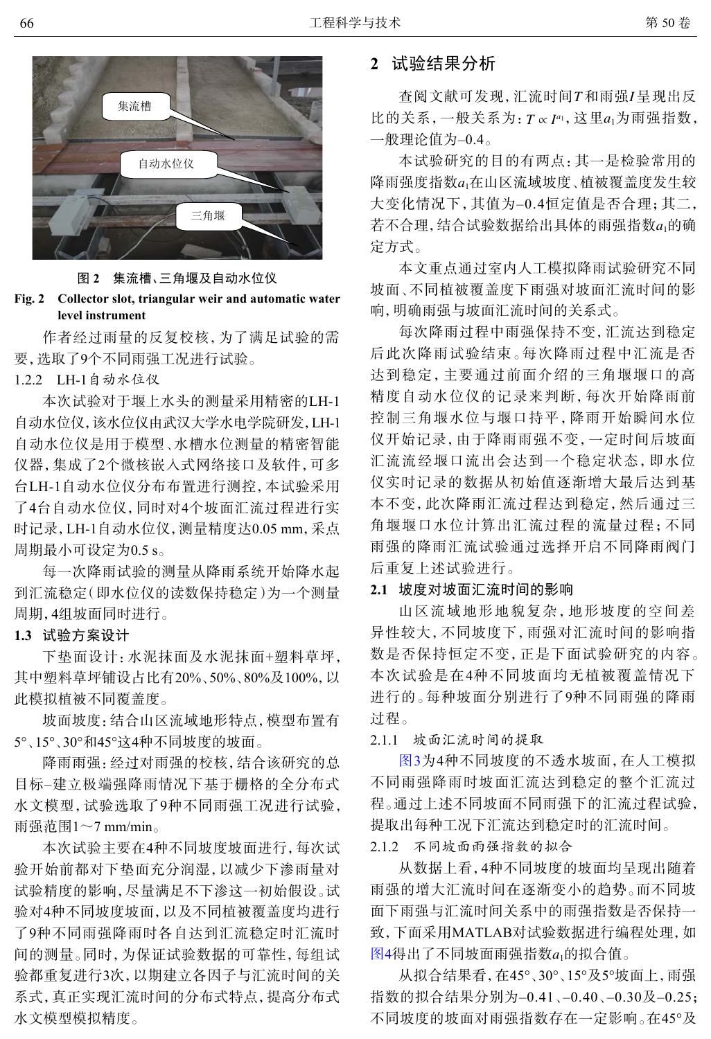图 2　集流槽、三角堰及自动水位仪

**Fig. 2　Collector slot, triangular weir and automatic water level instrument**

作者经过雨量的反复校核，为了满足试验的需要，选取了9个不同雨强工况进行试验。

1.2.2　LH-1自动水位仪

本次试验对于堰上水头的测量采用精密的LH-1自动水位仪，该水位仪由武汉大学水电学院研发，LH-1自动水位仪是用于模型、水槽水位测量的精密智能仪器，集成了2个微核嵌入式网络接口及软件，可多台LH-1自动水位仪分布布置进行测控，本试验采用了4台自动水位仪，同时对4个坡面汇流过程进行实时记录，LH-1自动水位仪，测量精度达0.05 mm，采点周期最小可设定为0.5 s。

每一次降雨试验的测量从降雨系统开始降水起到汇流稳定（即水位仪的读数保持稳定）为一个测量周期，4组坡面同时进行。

### 1.3　试验方案设计

下垫面设计：水泥抹面及水泥抹面+塑料草坪，其中塑料草坪铺设占比有20%、50%、80%及100%，以此模拟植被不同覆盖度。

坡面坡度：结合山区流域地形特点，模型布置有5°、15°、30°和45°这4种不同坡度的坡面。

降雨雨强：经过对雨强的校核，结合该研究的总目标–建立极端强降雨情况下基于栅格的全分布式水文模型，试验选取了9种不同雨强工况进行试验，雨强范围1～7 mm/min。

本次试验主要在4种不同坡度坡面进行，每次试验开始前都对下垫面充分润湿，以减少下渗雨量对试验精度的影响，尽量满足不下渗这一初始假设。试验对4种不同坡度坡面，以及不同植被覆盖度均进行了9种不同雨强降雨时各自达到汇流稳定时汇流时间的测量。同时，为保证试验数据的可靠性，每组试验都重复进行3次，以期建立各因子与汇流时间的关系式，真正实现汇流时间的分布式特点，提高分布式水文模型模拟精度。

## 2　试验结果分析

查阅文献可发现，汇流时间$T$和雨强$I$呈现出反比的关系，一般关系为：$T \propto I^{a_1}$，这里$a_1$为雨强指数，一般理论值为–0.4。

本试验研究的目的有两点：其一是检验常用的降雨强度指数$a_1$在山区流域坡度、植被覆盖度发生较大变化情况下，其值为–0.4恒定值是否合理；其二，若不合理，结合试验数据给出具体的雨强指数$a_1$的确定方式。

本文重点通过室内人工模拟降雨试验研究不同坡面、不同植被覆盖度下雨强对坡面汇流时间的影响，明确雨强与坡面汇流时间的关系式。

每次降雨过程中雨强保持不变，汇流达到稳定后此次降雨试验结束。每次降雨过程中汇流是否达到稳定，主要通过前面介绍的三角堰堰口的高精度自动水位仪的记录来判断，每次开始降雨前控制三角堰水位与堰口持平，降雨开始瞬间水位仪开始记录，由于降雨雨强不变，一定时间后坡面汇流流经堰口流出会达到一个稳定状态，即水位仪实时记录的数据从初始值逐渐增大最后达到基本不变，此次降雨汇流过程达到稳定，然后通过三角堰堰口水位计算出汇流过程的流量过程；不同雨强的降雨汇流试验通过选择开启不同降雨阀门后重复上述试验进行。

### 2.1　坡度对坡面汇流时间的影响

山区流域地形地貌复杂，地形坡度的空间差异性较大，不同坡度下，雨强对汇流时间的影响指数是否保持恒定不变，正是下面试验研究的内容。本次试验是在4种不同坡面均无植被覆盖情况下进行的。每种坡面分别进行了9种不同雨强的降雨过程。

2.1.1　坡面汇流时间的提取

图3为4种不同坡度的不透水坡面，在人工模拟不同雨强降雨时坡面汇流达到稳定的整个汇流过程。通过上述不同坡面不同雨强下的汇流过程试验，提取出每种工况下汇流达到稳定时的汇流时间。

2.1.2　不同坡面雨强指数的拟合

从数据上看，4种不同坡度的坡面均呈现出随着雨强的增大汇流时间在逐渐变小的趋势。而不同坡面下雨强与汇流时间关系中的雨强指数是否保持一致，下面采用MATLAB对试验数据进行编程处理，如图4得出了不同坡面雨强指数$a_1$的拟合值。

从拟合结果看，在45°、30°、15°及5°坡面上，雨强指数的拟合结果分别为–0.41、–0.40、–0.30及–0.25；不同坡度的坡面对雨强指数存在一定影响。在45°及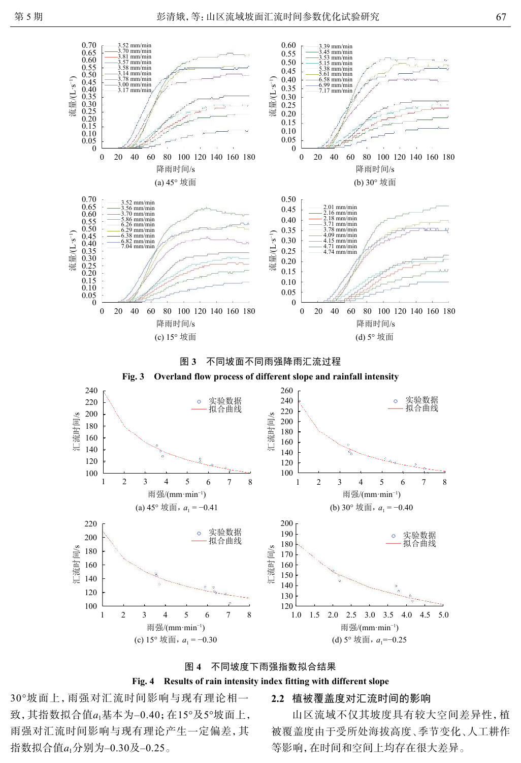图 3　不同坡面不同雨强降雨汇流过程

**Fig. 3　Overland flow process of different slope and rainfall intensity**

图 4　不同坡度下雨强指数拟合结果

**Fig. 4　Results of rain intensity index fitting with different slope**

30°坡面上，雨强对汇流时间影响与现有理论相一致，其指数拟合值$a_1$基本为–0.40；在15°及5°坡面上，雨强对汇流时间影响与现有理论产生一定偏差，其指数拟合值$a_1$分别为–0.30及–0.25。

## 2.2　植被覆盖度对汇流时间的影响

山区流域不仅其坡度具有较大空间差异性，植被覆盖度由于受所处海拔高度、季节变化、人工耕作等影响，在时间和空间上均存在很大差异。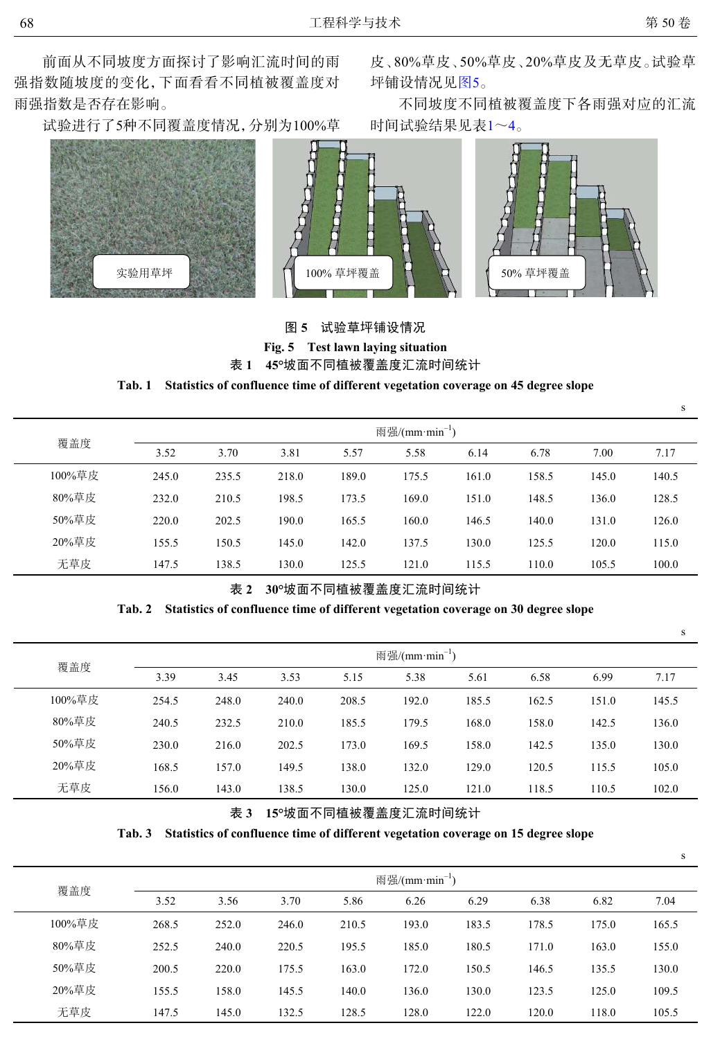前面从不同坡度方面探讨了影响汇流时间的雨强指数随坡度的变化，下面看看不同植被覆盖度对雨强指数是否存在影响。

试验进行了5种不同覆盖度情况，分别为100%草皮、80%草皮、50%草皮、20%草皮及无草皮。试验草坪铺设情况见图5。

不同坡度不同植被覆盖度下各雨强对应的汇流时间试验结果见表1～4。

图 5　试验草坪铺设情况

Fig. 5　Test lawn laying situation

表 1　45°坡面不同植被覆盖度汇流时间统计

Tab. 1　Statistics of confluence time of different vegetation coverage on 45 degree slope

s

| 覆盖度 | 雨强/(mm·min$^{-1}$) | | | | | | | | |
|---|---|---|---|---|---|---|---|---|---|
| | 3.52 | 3.70 | 3.81 | 5.57 | 5.58 | 6.14 | 6.78 | 7.00 | 7.17 |
| 100%草皮 | 245.0 | 235.5 | 218.0 | 189.0 | 175.5 | 161.0 | 158.5 | 145.0 | 140.5 |
| 80%草皮 | 232.0 | 210.5 | 198.5 | 173.5 | 169.0 | 151.0 | 148.5 | 136.0 | 128.5 |
| 50%草皮 | 220.0 | 202.5 | 190.0 | 165.5 | 160.0 | 146.5 | 140.0 | 131.0 | 126.0 |
| 20%草皮 | 155.5 | 150.5 | 145.0 | 142.0 | 137.5 | 130.0 | 125.5 | 120.0 | 115.0 |
| 无草皮 | 147.5 | 138.5 | 130.0 | 125.5 | 121.0 | 115.5 | 110.0 | 105.5 | 100.0 |

表 2　30°坡面不同植被覆盖度汇流时间统计

Tab. 2　Statistics of confluence time of different vegetation coverage on 30 degree slope

s

| 覆盖度 | 雨强/(mm·min$^{-1}$) | | | | | | | | |
|---|---|---|---|---|---|---|---|---|---|
| | 3.39 | 3.45 | 3.53 | 5.15 | 5.38 | 5.61 | 6.58 | 6.99 | 7.17 |
| 100%草皮 | 254.5 | 248.0 | 240.0 | 208.5 | 192.0 | 185.5 | 162.5 | 151.0 | 145.5 |
| 80%草皮 | 240.5 | 232.5 | 210.0 | 185.5 | 179.5 | 168.0 | 158.0 | 142.5 | 136.0 |
| 50%草皮 | 230.0 | 216.0 | 202.5 | 173.0 | 169.5 | 158.0 | 142.5 | 135.0 | 130.0 |
| 20%草皮 | 168.5 | 157.0 | 149.5 | 138.0 | 132.0 | 129.0 | 120.5 | 115.5 | 105.0 |
| 无草皮 | 156.0 | 143.0 | 138.5 | 130.0 | 125.0 | 121.0 | 118.5 | 110.5 | 102.0 |

表 3　15°坡面不同植被覆盖度汇流时间统计

Tab. 3　Statistics of confluence time of different vegetation coverage on 15 degree slope

s

| 覆盖度 | 雨强/(mm·min$^{-1}$) | | | | | | | | |
|---|---|---|---|---|---|---|---|---|---|
| | 3.52 | 3.56 | 3.70 | 5.86 | 6.26 | 6.29 | 6.38 | 6.82 | 7.04 |
| 100%草皮 | 268.5 | 252.0 | 246.0 | 210.5 | 193.0 | 183.5 | 178.5 | 175.0 | 165.5 |
| 80%草皮 | 252.5 | 240.0 | 220.5 | 195.5 | 185.0 | 180.5 | 171.0 | 163.0 | 155.0 |
| 50%草皮 | 200.5 | 220.0 | 175.5 | 163.0 | 172.0 | 150.5 | 146.5 | 135.5 | 130.0 |
| 20%草皮 | 155.5 | 158.0 | 145.5 | 140.0 | 136.0 | 130.0 | 123.5 | 125.0 | 109.5 |
| 无草皮 | 147.5 | 145.0 | 132.5 | 128.5 | 128.0 | 122.0 | 120.0 | 118.0 | 105.5 |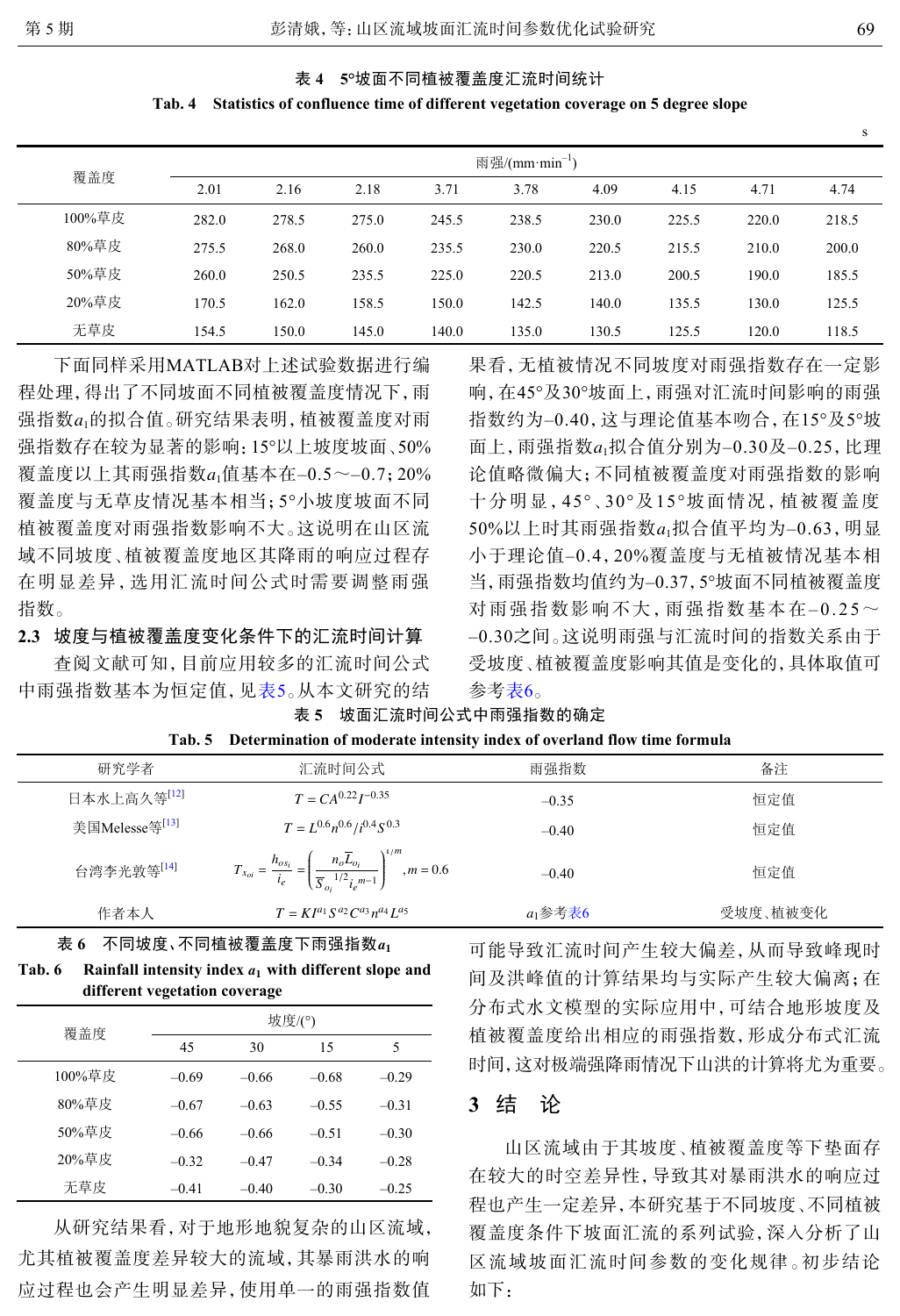表 4　5°坡面不同植被覆盖度汇流时间统计

Tab. 4　Statistics of confluence time of different vegetation coverage on 5 degree slope

s

| 覆盖度 | 雨强/(mm·min$^{-1}$) | | | | | | | | |
|---|---|---|---|---|---|---|---|---|---|
| | 2.01 | 2.16 | 2.18 | 3.71 | 3.78 | 4.09 | 4.15 | 4.71 | 4.74 |
| 100%草皮 | 282.0 | 278.5 | 275.0 | 245.5 | 238.5 | 230.0 | 225.5 | 220.0 | 218.5 |
| 80%草皮 | 275.5 | 268.0 | 260.0 | 235.5 | 230.0 | 220.5 | 215.5 | 210.0 | 200.0 |
| 50%草皮 | 260.0 | 250.5 | 235.5 | 225.0 | 220.5 | 213.0 | 200.5 | 190.0 | 185.5 |
| 20%草皮 | 170.5 | 162.0 | 158.5 | 150.0 | 142.5 | 140.0 | 135.5 | 130.0 | 125.5 |
| 无草皮 | 154.5 | 150.0 | 145.0 | 140.0 | 135.0 | 130.5 | 125.5 | 120.0 | 118.5 |

下面同样采用MATLAB对上述试验数据进行编程处理，得出了不同坡面不同植被覆盖度情况下，雨强指数$a_1$的拟合值。研究结果表明，植被覆盖度对雨强指数存在较为显著的影响：15°以上坡度坡面、50%覆盖度以上其雨强指数$a_1$值基本在–0.5～–0.7；20%覆盖度与无草皮情况基本相当；5°小坡度坡面不同植被覆盖度对雨强指数影响不大。这说明在山区流域不同坡度、植被覆盖度地区其降雨的响应过程存在明显差异，选用汇流时间公式时需要调整雨强指数。

### 2.3　坡度与植被覆盖度变化条件下的汇流时间计算

查阅文献可知，目前应用较多的汇流时间公式中雨强指数基本为恒定值，见表5。从本文研究的结果看，无植被情况不同坡度对雨强指数存在一定影响，在45°及30°坡面上，雨强对汇流时间影响的雨强指数约为–0.40，这与理论值基本吻合，在15°及5°坡面上，雨强指数$a_1$拟合值分别为–0.30及–0.25，比理论值略微偏大；不同植被覆盖度对雨强指数的影响十分明显，45°、30°及15°坡面情况，植被覆盖度50%以上时其雨强指数$a_1$拟合值平均为–0.63，明显小于理论值–0.4，20%覆盖度与无植被情况基本相当，雨强指数均值约为–0.37，5°坡面不同植被覆盖度对雨强指数影响不大，雨强指数基本在–0.25～–0.30之间。这说明雨强与汇流时间的指数关系由于受坡度、植被覆盖度影响其值是变化的，具体取值可参考表6。

表 5　坡面汇流时间公式中雨强指数的确定

Tab. 5　Determination of moderate intensity index of overland flow time formula

| 研究学者 | 汇流时间公式 | 雨强指数 | 备注 |
|---|---|---|---|
| 日本水上高久等[12] | $T = CA^{0.22}I^{-0.35}$ | –0.35 | 恒定值 |
| 美国Melesse等[13] | $T = L^{0.6}n^{0.6}/i^{0.4}S^{0.3}$ | –0.40 | 恒定值 |
| 台湾李光敦等[14] | $T_{x_{oi}} = \frac{h_{os_i}}{i_e} = \left(\frac{n_o \overline{L}_{oi}}{\overline{S}_{o_i}{}^{1/2} i_e{}^{m-1}}\right)^{1/m}, m = 0.6$ | –0.40 | 恒定值 |
| 作者本人 | $T = KI^{a_1}S^{a_2}C^{a_3}n^{a_4}L^{a_5}$ | $a_1$参考表6 | 受坡度、植被变化 |

表 6　不同坡度、不同植被覆盖度下雨强指数$a_1$

Tab. 6　Rainfall intensity index $a_1$ with different slope and different vegetation coverage

| 覆盖度 | 坡度/(°) | | | |
|---|---|---|---|---|
| | 45 | 30 | 15 | 5 |
| 100%草皮 | –0.69 | –0.66 | –0.68 | –0.29 |
| 80%草皮 | –0.67 | –0.63 | –0.55 | –0.31 |
| 50%草皮 | –0.66 | –0.66 | –0.51 | –0.30 |
| 20%草皮 | –0.32 | –0.47 | –0.34 | –0.28 |
| 无草皮 | –0.41 | –0.40 | –0.30 | –0.25 |

从研究结果看，对于地形地貌复杂的山区流域，尤其植被覆盖度差异较大的流域，其暴雨洪水的响应过程也会产生明显差异，使用单一的雨强指数值可能导致汇流时间产生较大偏差，从而导致峰现时间及洪峰值的计算结果均与实际产生较大偏离；在分布式水文模型的实际应用中，可结合地形坡度及植被覆盖度给出相应的雨强指数，形成分布式汇流时间，这对极端强降雨情况下山洪的计算将尤为重要。

## 3　结　论

山区流域由于其坡度、植被覆盖度等下垫面存在较大的时空差异性，导致其对暴雨洪水的响应过程也产生一定差异，本研究基于不同坡度、不同植被覆盖度条件下坡面汇流的系列试验，深入分析了山区流域坡面汇流时间参数的变化规律。初步结论如下：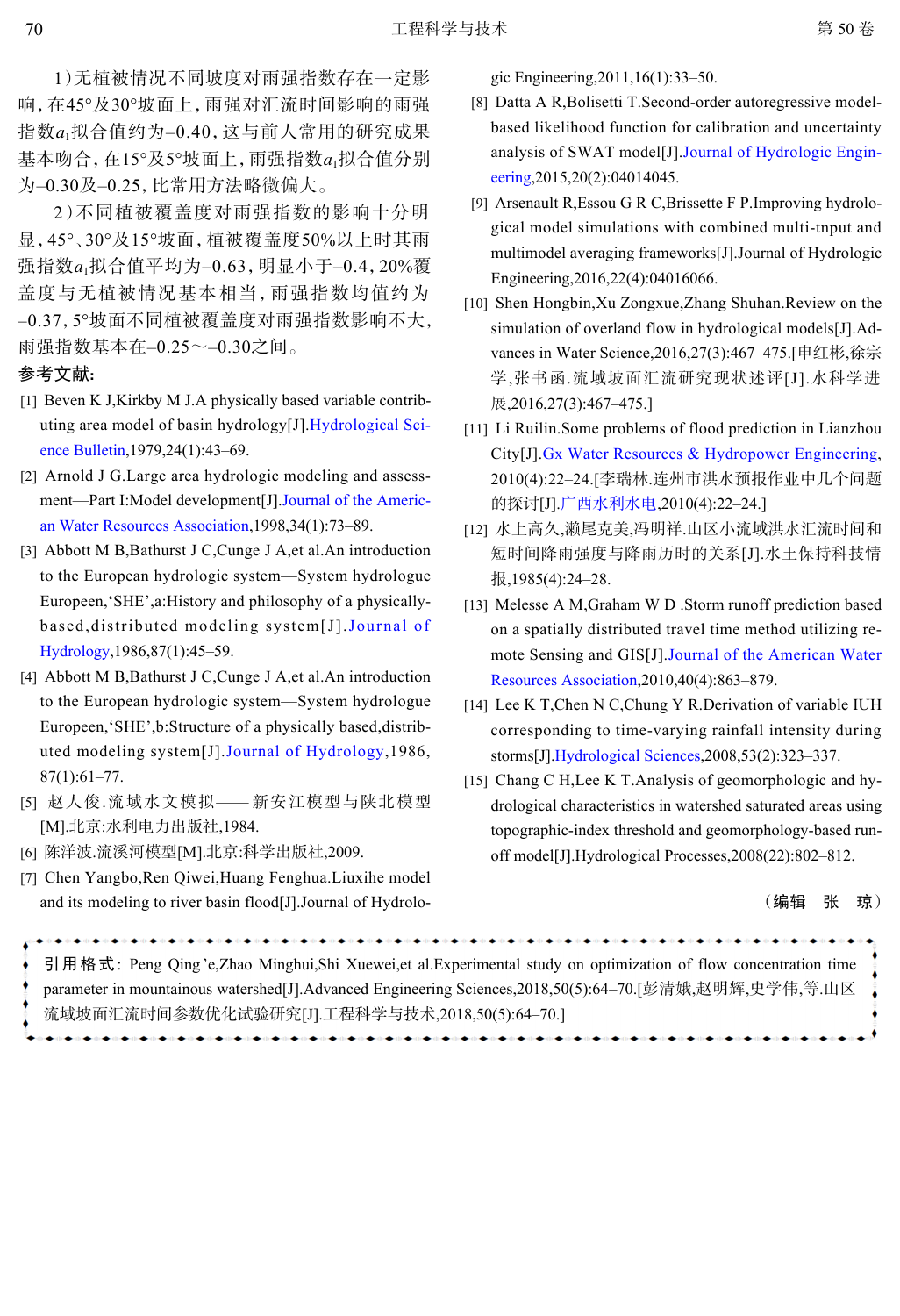1）无植被情况不同坡度对雨强指数存在一定影响，在45°及30°坡面上，雨强对汇流时间影响的雨强指数$a_1$拟合值约为–0.40，这与前人常用的研究成果基本吻合，在15°及5°坡面上，雨强指数$a_1$拟合值分别为–0.30及–0.25，比常用方法略微偏大。

2）不同植被覆盖度对雨强指数的影响十分明显，45°、30°及15°坡面，植被覆盖度50%以上时其雨强指数$a_1$拟合值平均为–0.63，明显小于–0.4，20%覆盖度与无植被情况基本相当，雨强指数均值约为–0.37，5°坡面不同植被覆盖度对雨强指数影响不大，雨强指数基本在–0.25～–0.30之间。

**参考文献:**

[1] Beven K J,Kirkby M J.A physically based variable contributing area model of basin hydrology[J].Hydrological Science Bulletin,1979,24(1):43–69.

[2] Arnold J G.Large area hydrologic modeling and assessment—Part I:Model development[J].Journal of the American Water Resources Association,1998,34(1):73–89.

[3] Abbott M B,Bathurst J C,Cunge J A,et al.An introduction to the European hydrologic system—System hydrologue Europeen,'SHE',a:History and philosophy of a physically-based,distributed modeling system[J].Journal of Hydrology,1986,87(1):45–59.

[4] Abbott M B,Bathurst J C,Cunge J A,et al.An introduction to the European hydrologic system—System hydrologue Europeen,'SHE',b:Structure of a physically based,distributed modeling system[J].Journal of Hydrology,1986,87(1):61–77.

[5] 赵人俊.流域水文模拟——新安江模型与陕北模型[M].北京:水利电力出版社,1984.

[6] 陈洋波.流溪河模型[M].北京:科学出版社,2009.

[7] Chen Yangbo,Ren Qiwei,Huang Fenghua.Liuxihe model and its modeling to river basin flood[J].Journal of Hydrologic Engineering,2011,16(1):33–50.

[8] Datta A R,Bolisetti T.Second-order autoregressive model-based likelihood function for calibration and uncertainty analysis of SWAT model[J].Journal of Hydrologic Engineering,2015,20(2):04014045.

[9] Arsenault R,Essou G R C,Brissette F P.Improving hydrological model simulations with combined multi-tnput and multimodel averaging frameworks[J].Journal of Hydrologic Engineering,2016,22(4):04016066.

[10] Shen Hongbin,Xu Zongxue,Zhang Shuhan.Review on the simulation of overland flow in hydrological models[J].Advances in Water Science,2016,27(3):467–475.[申红彬,徐宗学,张书函.流域坡面汇流研究现状述评[J].水科学进展,2016,27(3):467–475.]

[11] Li Ruilin.Some problems of flood prediction in Lianzhou City[J].Gx Water Resources & Hydropower Engineering,2010(4):22–24.[李瑞林.连州市洪水预报作业中几个问题的探讨[J].广西水利水电,2010(4):22–24.]

[12] 水上高久,濑尾克美,冯明祥.山区小流域洪水汇流时间和短时间降雨强度与降雨历时的关系[J].水土保持科技情报,1985(4):24–28.

[13] Melesse A M,Graham W D .Storm runoff prediction based on a spatially distributed travel time method utilizing remote Sensing and GIS[J].Journal of the American Water Resources Association,2010,40(4):863–879.

[14] Lee K T,Chen N C,Chung Y R.Derivation of variable IUH corresponding to time-varying rainfall intensity during storms[J].Hydrological Sciences,2008,53(2):323–337.

[15] Chang C H,Lee K T.Analysis of geomorphologic and hydrological characteristics in watershed saturated areas using topographic-index threshold and geomorphology-based runoff model[J].Hydrological Processes,2008(22):802–812.

（编辑 张 琼）

引用格式: Peng Qing'e,Zhao Minghui,Shi Xuewei,et al.Experimental study on optimization of flow concentration time parameter in mountainous watershed[J].Advanced Engineering Sciences,2018,50(5):64–70.[彭清娥,赵明辉,史学伟,等.山区流域坡面汇流时间参数优化试验研究[J].工程科学与技术,2018,50(5):64–70.]